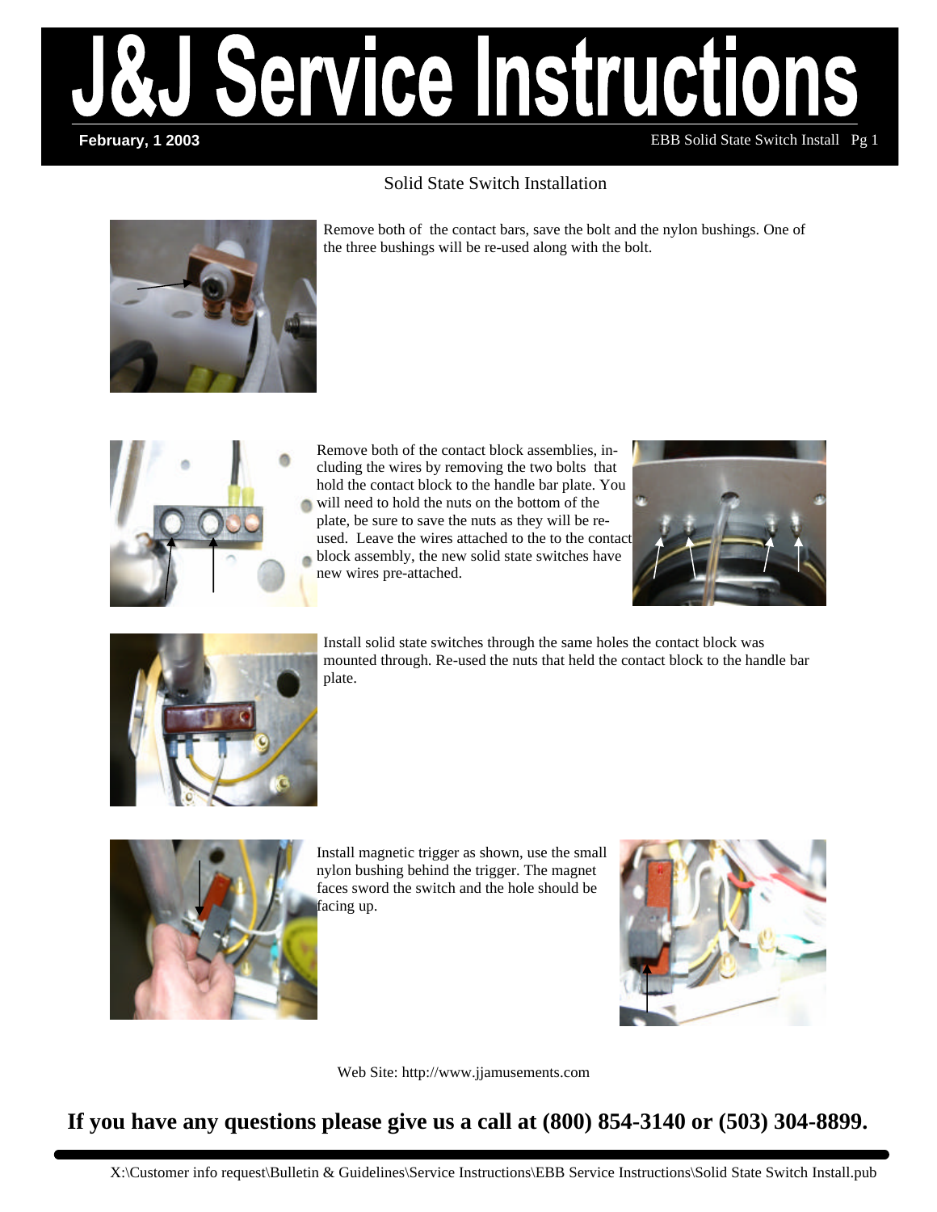# J&J Service Instructions

**February, 1 2003**

EBB Solid State Switch Install

## Solid State Switch Installation

Remove both of the contact bars, save the bolt and the nylon bushings. One of the three bushings will be re-used along with the bolt.

Remove both of the contact block assemblies, including the wires by removing the two bolts that hold the contact block to the handle bar plate. You will need to hold the nuts on the bottom of the plate, be sure to save the nuts as they will be re-used. Leave the wires attached to the to the contact block assembly, the new solid state switches have new wires pre-attached.

Install solid state switches through the same holes the contact block was mounted through. Re-used the nuts that held the contact block to the handle bar plate.

Install magnetic trigger as shown, use the small nylon bushing behind the trigger. The magnet faces sword the switch and the hole should be facing up.

Web Site: http://www.jjamusements.com

**If you have any questions please give us a call at (800) 854-3140 or (503) 304-8899.**

X:\Customer info request\Bulletin & Guidelines\Service Instructions\EBB Service Instructions\Solid State Switch Install.pub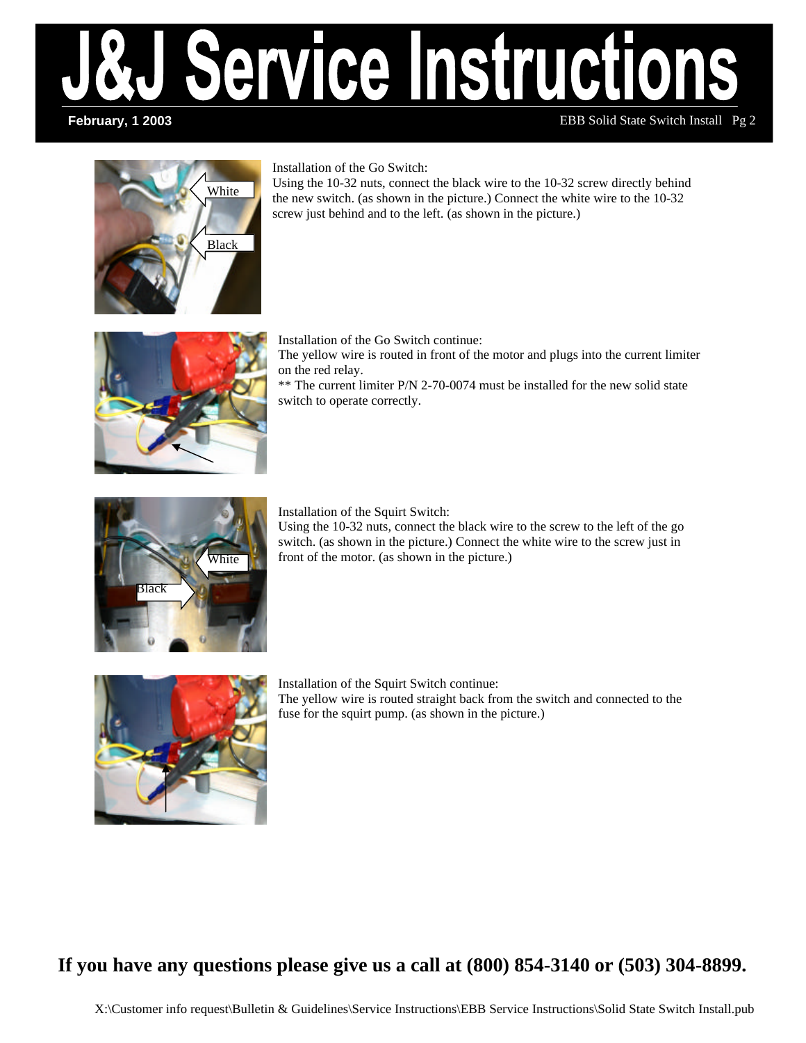Installation of the Go Switch:
Using the 10-32 nuts, connect the black wire to the 10-32 screw directly behind the new switch. (as shown in the picture.) Connect the white wire to the 10-32 screw just behind and to the left. (as shown in the picture.)

Installation of the Go Switch continue:
The yellow wire is routed in front of the motor and plugs into the current limiter on the red relay.
** The current limiter P/N 2-70-0074 must be installed for the new solid state switch to operate correctly.

Installation of the Squirt Switch:
Using the 10-32 nuts, connect the black wire to the screw to the left of the go switch. (as shown in the picture.) Connect the white wire to the screw just in front of the motor. (as shown in the picture.)

Installation of the Squirt Switch continue:
The yellow wire is routed straight back from the switch and connected to the fuse for the squirt pump. (as shown in the picture.)

**If you have any questions please give us a call at (800) 854-3140 or (503) 304-8899.**

X:\Customer info request\Bulletin & Guidelines\Service Instructions\EBB Service Instructions\Solid State Switch Install.pub